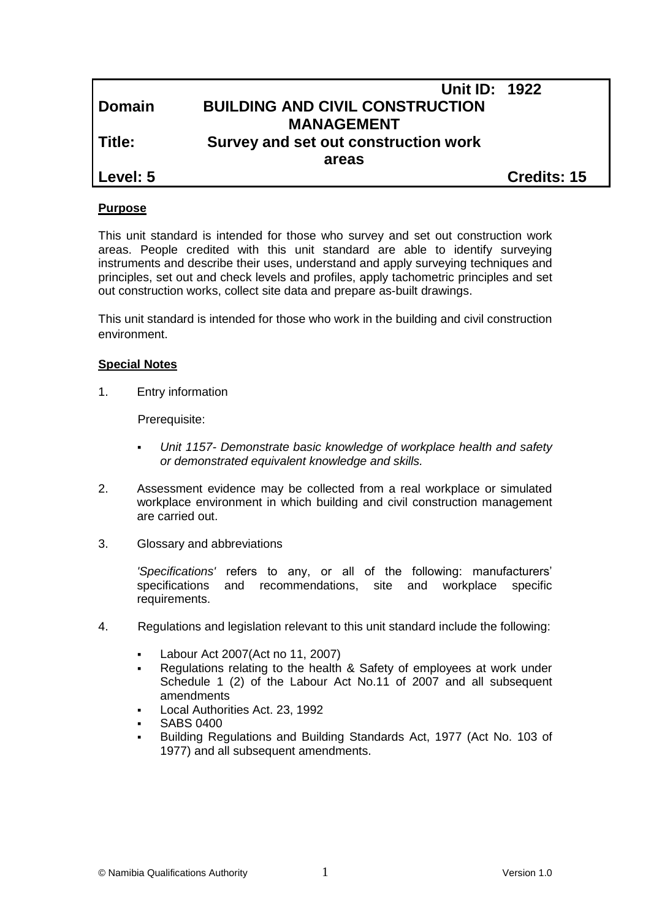| | Unit ID: 1922 |
|---|---|
| **Domain** | **BUILDING AND CIVIL CONSTRUCTION MANAGEMENT** |
| **Title:** | **Survey and set out construction work areas** |
| **Level: 5** | **Credits: 15** |

**Purpose**

This unit standard is intended for those who survey and set out construction work areas. People credited with this unit standard are able to identify surveying instruments and describe their uses, understand and apply surveying techniques and principles, set out and check levels and profiles, apply tachometric principles and set out construction works, collect site data and prepare as-built drawings.

This unit standard is intended for those who work in the building and civil construction environment.

**Special Notes**

1. Entry information

   Prerequisite:

   - *Unit 1157- Demonstrate basic knowledge of workplace health and safety or demonstrated equivalent knowledge and skills.*

2. Assessment evidence may be collected from a real workplace or simulated workplace environment in which building and civil construction management are carried out.

3. Glossary and abbreviations

   *'Specifications'* refers to any, or all of the following: manufacturers' specifications and recommendations, site and workplace specific requirements.

4. Regulations and legislation relevant to this unit standard include the following:

   - Labour Act 2007(Act no 11, 2007)
   - Regulations relating to the health & Safety of employees at work under Schedule 1 (2) of the Labour Act No.11 of 2007 and all subsequent amendments
   - Local Authorities Act. 23, 1992
   - SABS 0400
   - Building Regulations and Building Standards Act, 1977 (Act No. 103 of 1977) and all subsequent amendments.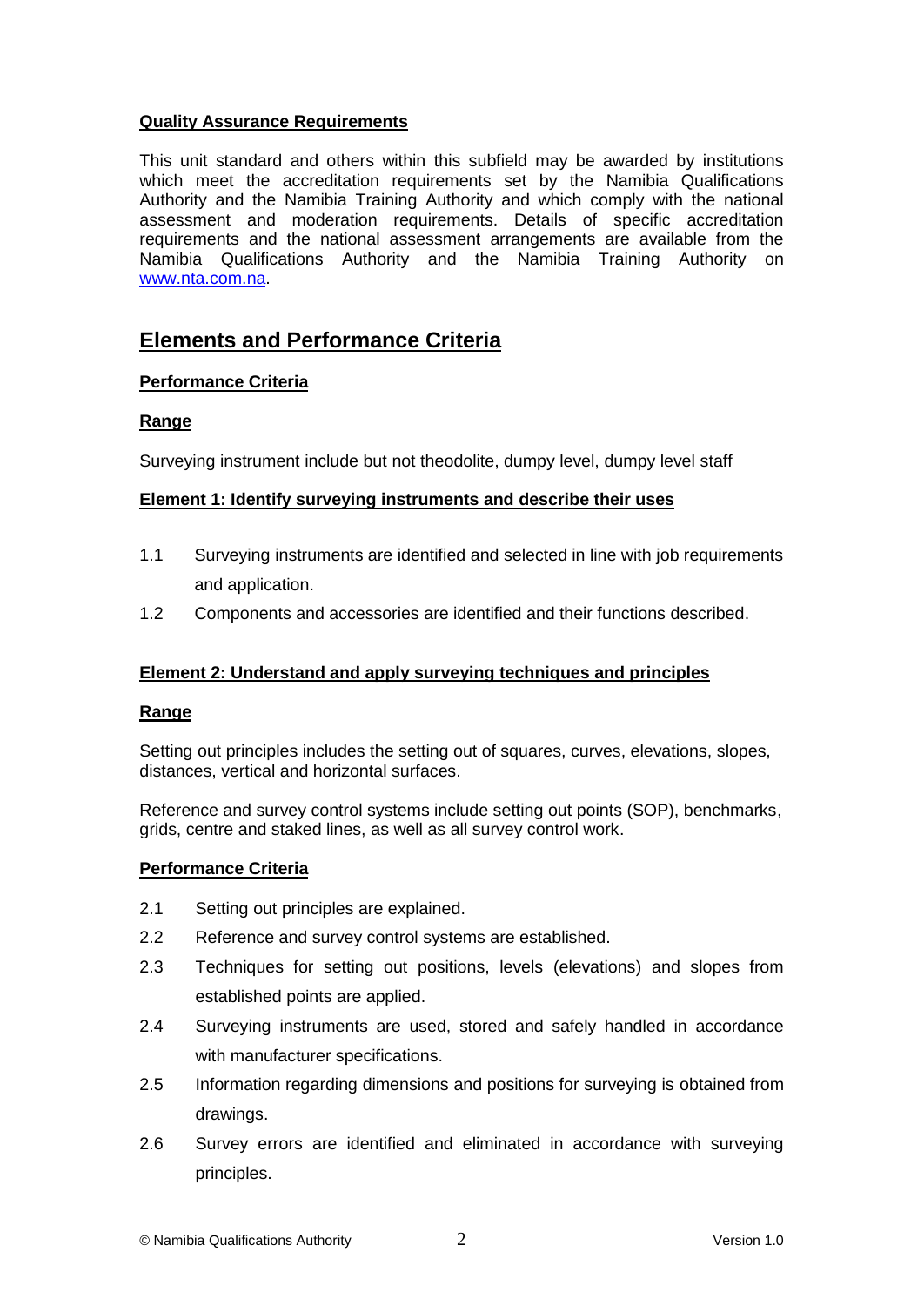**Quality Assurance Requirements**

This unit standard and others within this subfield may be awarded by institutions which meet the accreditation requirements set by the Namibia Qualifications Authority and the Namibia Training Authority and which comply with the national assessment and moderation requirements. Details of specific accreditation requirements and the national assessment arrangements are available from the Namibia Qualifications Authority and the Namibia Training Authority on www.nta.com.na.

## Elements and Performance Criteria

**Performance Criteria**

**Range**

Surveying instrument include but not theodolite, dumpy level, dumpy level staff

**Element 1: Identify surveying instruments and describe their uses**

1.1 Surveying instruments are identified and selected in line with job requirements and application.

1.2 Components and accessories are identified and their functions described.

**Element 2: Understand and apply surveying techniques and principles**

**Range**

Setting out principles includes the setting out of squares, curves, elevations, slopes, distances, vertical and horizontal surfaces.

Reference and survey control systems include setting out points (SOP), benchmarks, grids, centre and staked lines, as well as all survey control work.

**Performance Criteria**

2.1 Setting out principles are explained.

2.2 Reference and survey control systems are established.

2.3 Techniques for setting out positions, levels (elevations) and slopes from established points are applied.

2.4 Surveying instruments are used, stored and safely handled in accordance with manufacturer specifications.

2.5 Information regarding dimensions and positions for surveying is obtained from drawings.

2.6 Survey errors are identified and eliminated in accordance with surveying principles.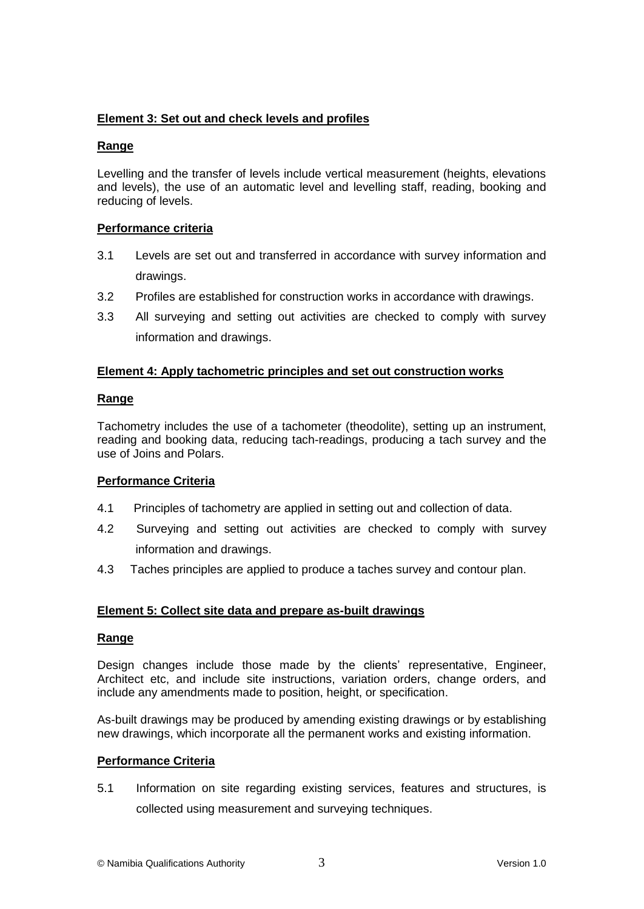**Element 3: Set out and check levels and profiles**

**Range**

Levelling and the transfer of levels include vertical measurement (heights, elevations and levels), the use of an automatic level and levelling staff, reading, booking and reducing of levels.

**Performance criteria**

3.1 Levels are set out and transferred in accordance with survey information and drawings.

3.2 Profiles are established for construction works in accordance with drawings.

3.3 All surveying and setting out activities are checked to comply with survey information and drawings.

**Element 4: Apply tachometric principles and set out construction works**

**Range**

Tachometry includes the use of a tachometer (theodolite), setting up an instrument, reading and booking data, reducing tach-readings, producing a tach survey and the use of Joins and Polars.

**Performance Criteria**

4.1 Principles of tachometry are applied in setting out and collection of data.

4.2 Surveying and setting out activities are checked to comply with survey information and drawings.

4.3 Taches principles are applied to produce a taches survey and contour plan.

**Element 5: Collect site data and prepare as-built drawings**

**Range**

Design changes include those made by the clients' representative, Engineer, Architect etc, and include site instructions, variation orders, change orders, and include any amendments made to position, height, or specification.

As-built drawings may be produced by amending existing drawings or by establishing new drawings, which incorporate all the permanent works and existing information.

**Performance Criteria**

5.1 Information on site regarding existing services, features and structures, is collected using measurement and surveying techniques.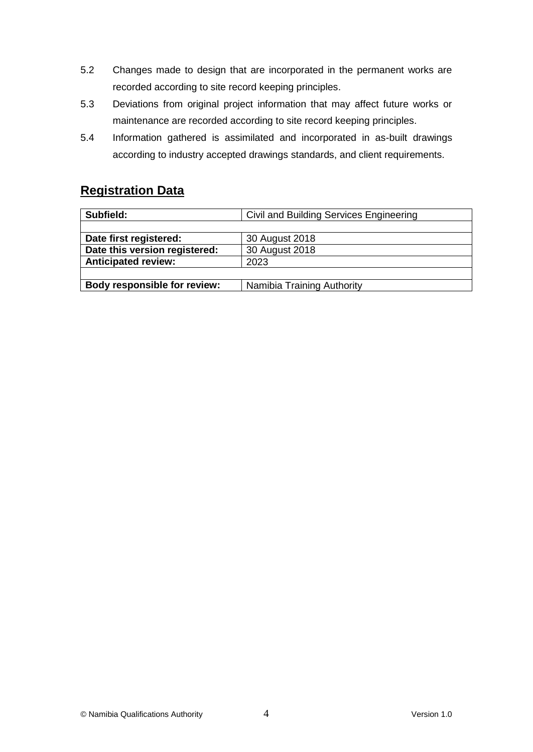5.2 Changes made to design that are incorporated in the permanent works are recorded according to site record keeping principles.

5.3 Deviations from original project information that may affect future works or maintenance are recorded according to site record keeping principles.

5.4 Information gathered is assimilated and incorporated in as-built drawings according to industry accepted drawings standards, and client requirements.

## Registration Data

| | |
|---|---|
| **Subfield:** | Civil and Building Services Engineering |
| | |
| **Date first registered:** | 30 August 2018 |
| **Date this version registered:** | 30 August 2018 |
| **Anticipated review:** | 2023 |
| | |
| **Body responsible for review:** | Namibia Training Authority |